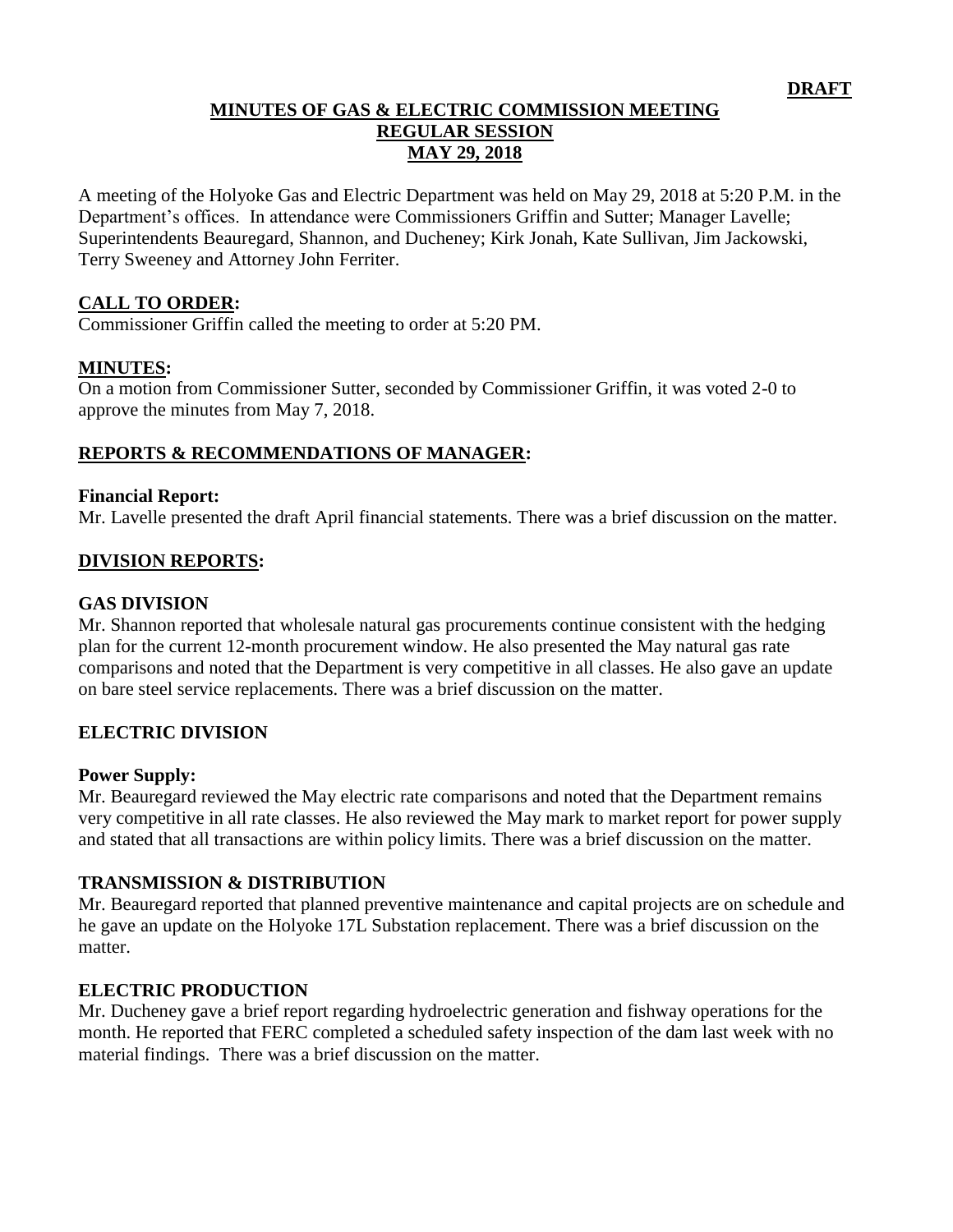**DRAFT**

# MINUTES OF GAS & ELECTRIC COMMISSION MEETING
## REGULAR SESSION
## MAY 29, 2018

A meeting of the Holyoke Gas and Electric Department was held on May 29, 2018 at 5:20 P.M. in the Department's offices. In attendance were Commissioners Griffin and Sutter; Manager Lavelle; Superintendents Beauregard, Shannon, and Ducheney; Kirk Jonah, Kate Sullivan, Jim Jackowski, Terry Sweeney and Attorney John Ferriter.

**CALL TO ORDER:**

Commissioner Griffin called the meeting to order at 5:20 PM.

**MINUTES:**

On a motion from Commissioner Sutter, seconded by Commissioner Griffin, it was voted 2-0 to approve the minutes from May 7, 2018.

**REPORTS & RECOMMENDATIONS OF MANAGER:**

**Financial Report:**

Mr. Lavelle presented the draft April financial statements. There was a brief discussion on the matter.

**DIVISION REPORTS:**

**GAS DIVISION**

Mr. Shannon reported that wholesale natural gas procurements continue consistent with the hedging plan for the current 12-month procurement window. He also presented the May natural gas rate comparisons and noted that the Department is very competitive in all classes. He also gave an update on bare steel service replacements. There was a brief discussion on the matter.

**ELECTRIC DIVISION**

**Power Supply:**

Mr. Beauregard reviewed the May electric rate comparisons and noted that the Department remains very competitive in all rate classes. He also reviewed the May mark to market report for power supply and stated that all transactions are within policy limits. There was a brief discussion on the matter.

**TRANSMISSION & DISTRIBUTION**

Mr. Beauregard reported that planned preventive maintenance and capital projects are on schedule and he gave an update on the Holyoke 17L Substation replacement. There was a brief discussion on the matter.

**ELECTRIC PRODUCTION**

Mr. Ducheney gave a brief report regarding hydroelectric generation and fishway operations for the month. He reported that FERC completed a scheduled safety inspection of the dam last week with no material findings. There was a brief discussion on the matter.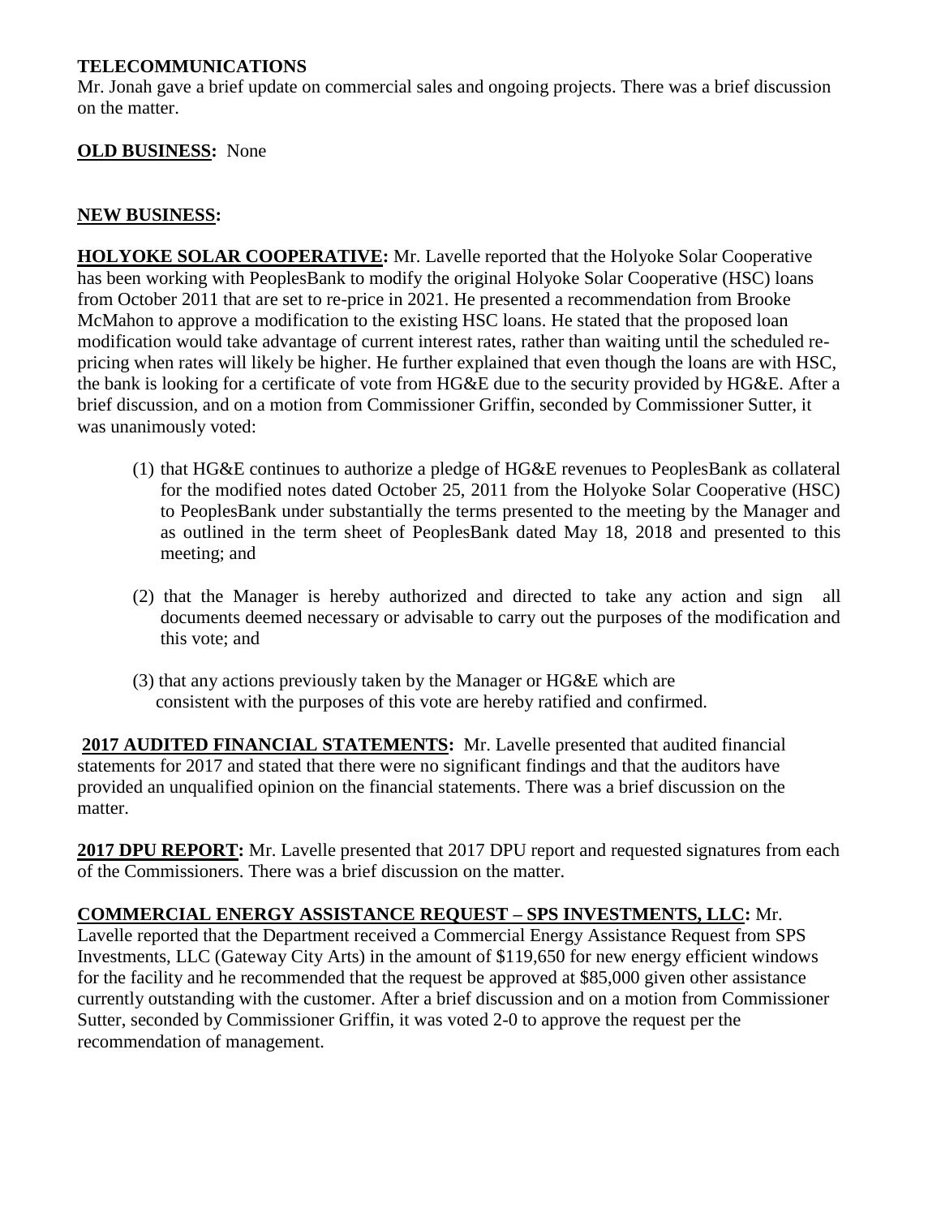**TELECOMMUNICATIONS**
Mr. Jonah gave a brief update on commercial sales and ongoing projects. There was a brief discussion on the matter.

**OLD BUSINESS:** None

**NEW BUSINESS:**

**HOLYOKE SOLAR COOPERATIVE:** Mr. Lavelle reported that the Holyoke Solar Cooperative has been working with PeoplesBank to modify the original Holyoke Solar Cooperative (HSC) loans from October 2011 that are set to re-price in 2021. He presented a recommendation from Brooke McMahon to approve a modification to the existing HSC loans. He stated that the proposed loan modification would take advantage of current interest rates, rather than waiting until the scheduled re-pricing when rates will likely be higher. He further explained that even though the loans are with HSC, the bank is looking for a certificate of vote from HG&E due to the security provided by HG&E. After a brief discussion, and on a motion from Commissioner Griffin, seconded by Commissioner Sutter, it was unanimously voted:

(1) that HG&E continues to authorize a pledge of HG&E revenues to PeoplesBank as collateral for the modified notes dated October 25, 2011 from the Holyoke Solar Cooperative (HSC) to PeoplesBank under substantially the terms presented to the meeting by the Manager and as outlined in the term sheet of PeoplesBank dated May 18, 2018 and presented to this meeting; and

(2) that the Manager is hereby authorized and directed to take any action and sign all documents deemed necessary or advisable to carry out the purposes of the modification and this vote; and

(3) that any actions previously taken by the Manager or HG&E which are consistent with the purposes of this vote are hereby ratified and confirmed.

**2017 AUDITED FINANCIAL STATEMENTS:** Mr. Lavelle presented that audited financial statements for 2017 and stated that there were no significant findings and that the auditors have provided an unqualified opinion on the financial statements. There was a brief discussion on the matter.

**2017 DPU REPORT:** Mr. Lavelle presented that 2017 DPU report and requested signatures from each of the Commissioners. There was a brief discussion on the matter.

**COMMERCIAL ENERGY ASSISTANCE REQUEST – SPS INVESTMENTS, LLC:** Mr. Lavelle reported that the Department received a Commercial Energy Assistance Request from SPS Investments, LLC (Gateway City Arts) in the amount of $119,650 for new energy efficient windows for the facility and he recommended that the request be approved at $85,000 given other assistance currently outstanding with the customer. After a brief discussion and on a motion from Commissioner Sutter, seconded by Commissioner Griffin, it was voted 2-0 to approve the request per the recommendation of management.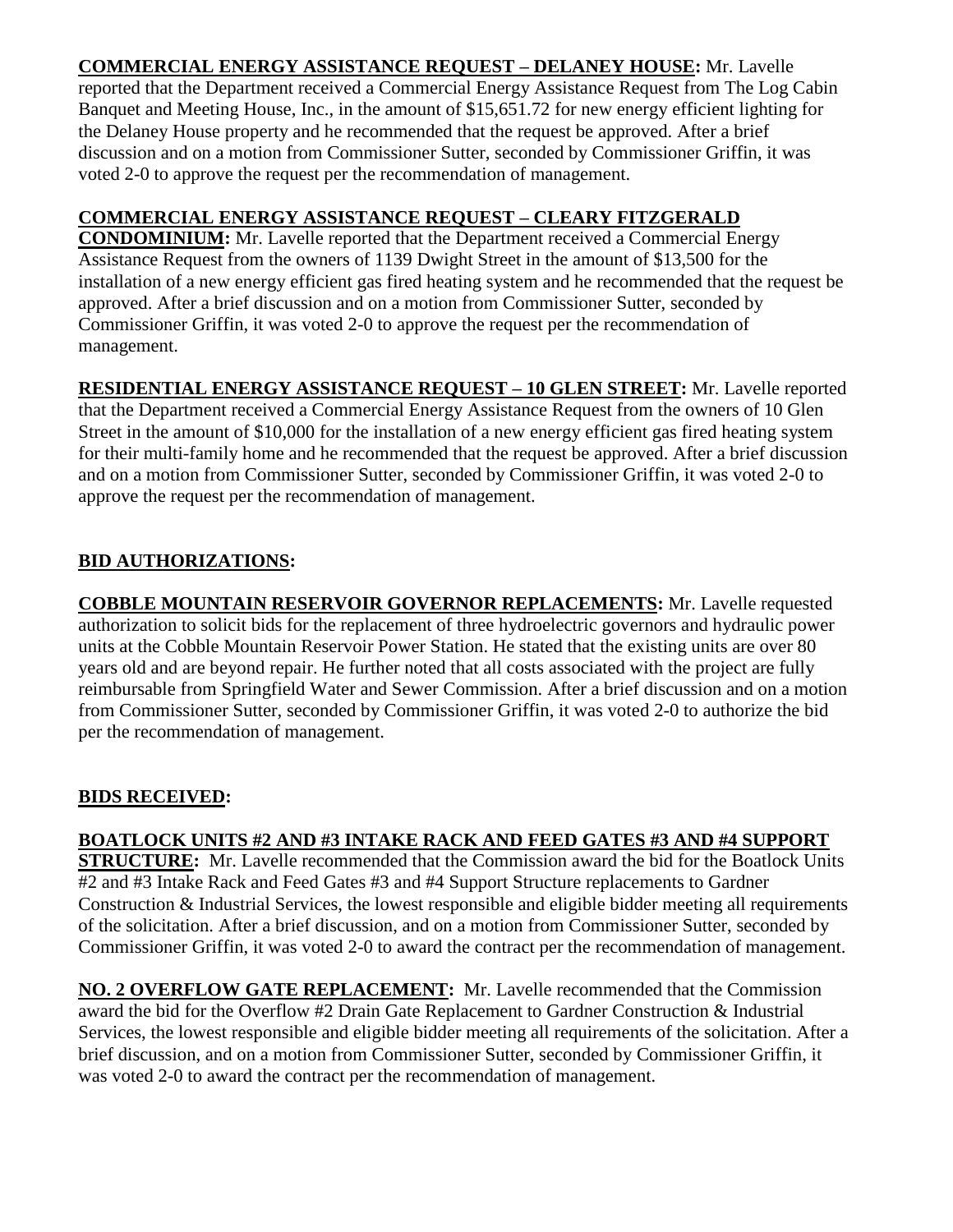**COMMERCIAL ENERGY ASSISTANCE REQUEST – DELANEY HOUSE:** Mr. Lavelle reported that the Department received a Commercial Energy Assistance Request from The Log Cabin Banquet and Meeting House, Inc., in the amount of $15,651.72 for new energy efficient lighting for the Delaney House property and he recommended that the request be approved. After a brief discussion and on a motion from Commissioner Sutter, seconded by Commissioner Griffin, it was voted 2-0 to approve the request per the recommendation of management.

**COMMERCIAL ENERGY ASSISTANCE REQUEST – CLEARY FITZGERALD CONDOMINIUM:** Mr. Lavelle reported that the Department received a Commercial Energy Assistance Request from the owners of 1139 Dwight Street in the amount of $13,500 for the installation of a new energy efficient gas fired heating system and he recommended that the request be approved. After a brief discussion and on a motion from Commissioner Sutter, seconded by Commissioner Griffin, it was voted 2-0 to approve the request per the recommendation of management.

**RESIDENTIAL ENERGY ASSISTANCE REQUEST – 10 GLEN STREET:** Mr. Lavelle reported that the Department received a Commercial Energy Assistance Request from the owners of 10 Glen Street in the amount of $10,000 for the installation of a new energy efficient gas fired heating system for their multi-family home and he recommended that the request be approved. After a brief discussion and on a motion from Commissioner Sutter, seconded by Commissioner Griffin, it was voted 2-0 to approve the request per the recommendation of management.

**BID AUTHORIZATIONS:**

**COBBLE MOUNTAIN RESERVOIR GOVERNOR REPLACEMENTS:** Mr. Lavelle requested authorization to solicit bids for the replacement of three hydroelectric governors and hydraulic power units at the Cobble Mountain Reservoir Power Station. He stated that the existing units are over 80 years old and are beyond repair. He further noted that all costs associated with the project are fully reimbursable from Springfield Water and Sewer Commission. After a brief discussion and on a motion from Commissioner Sutter, seconded by Commissioner Griffin, it was voted 2-0 to authorize the bid per the recommendation of management.

**BIDS RECEIVED:**

**BOATLOCK UNITS #2 AND #3 INTAKE RACK AND FEED GATES #3 AND #4 SUPPORT STRUCTURE:** Mr. Lavelle recommended that the Commission award the bid for the Boatlock Units #2 and #3 Intake Rack and Feed Gates #3 and #4 Support Structure replacements to Gardner Construction & Industrial Services, the lowest responsible and eligible bidder meeting all requirements of the solicitation. After a brief discussion, and on a motion from Commissioner Sutter, seconded by Commissioner Griffin, it was voted 2-0 to award the contract per the recommendation of management.

**NO. 2 OVERFLOW GATE REPLACEMENT:** Mr. Lavelle recommended that the Commission award the bid for the Overflow #2 Drain Gate Replacement to Gardner Construction & Industrial Services, the lowest responsible and eligible bidder meeting all requirements of the solicitation. After a brief discussion, and on a motion from Commissioner Sutter, seconded by Commissioner Griffin, it was voted 2-0 to award the contract per the recommendation of management.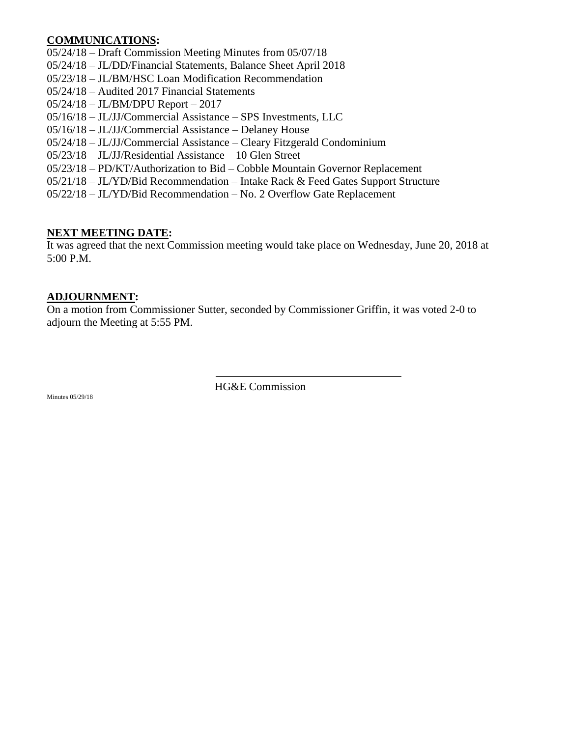**COMMUNICATIONS:**

05/24/18 – Draft Commission Meeting Minutes from 05/07/18
05/24/18 – JL/DD/Financial Statements, Balance Sheet April 2018
05/23/18 – JL/BM/HSC Loan Modification Recommendation
05/24/18 – Audited 2017 Financial Statements
05/24/18 – JL/BM/DPU Report – 2017
05/16/18 – JL/JJ/Commercial Assistance – SPS Investments, LLC
05/16/18 – JL/JJ/Commercial Assistance – Delaney House
05/24/18 – JL/JJ/Commercial Assistance – Cleary Fitzgerald Condominium
05/23/18 – JL/JJ/Residential Assistance – 10 Glen Street
05/23/18 – PD/KT/Authorization to Bid – Cobble Mountain Governor Replacement
05/21/18 – JL/YD/Bid Recommendation – Intake Rack & Feed Gates Support Structure
05/22/18 – JL/YD/Bid Recommendation – No. 2 Overflow Gate Replacement

**NEXT MEETING DATE:**

It was agreed that the next Commission meeting would take place on Wednesday, June 20, 2018 at 5:00 P.M.

**ADJOURNMENT:**

On a motion from Commissioner Sutter, seconded by Commissioner Griffin, it was voted 2-0 to adjourn the Meeting at 5:55 PM.

\_\_\_\_\_\_\_\_\_\_\_\_\_\_\_\_\_\_\_\_\_\_\_\_\_\_\_\_\_\_\_\_\_\_
HG&E Commission

Minutes 05/29/18